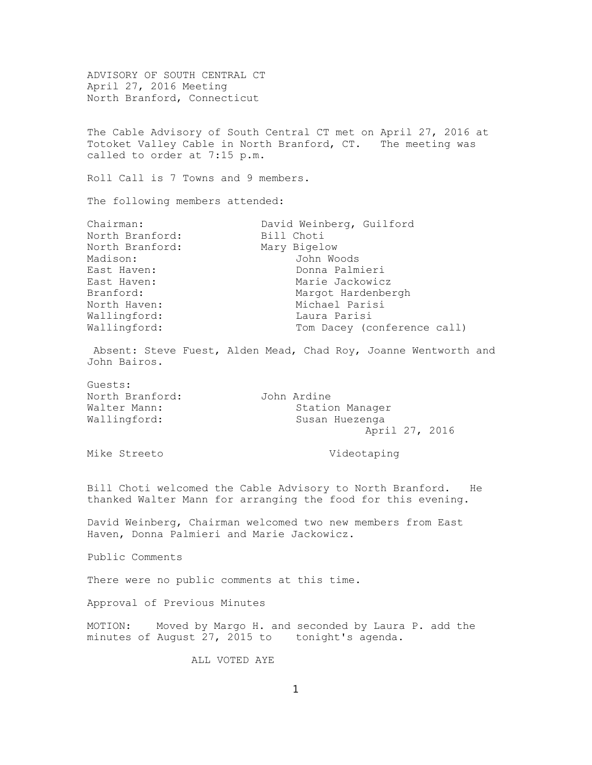ADVISORY OF SOUTH CENTRAL CT
April 27, 2016 Meeting
North Branford, Connecticut

The Cable Advisory of South Central CT met on April 27, 2016 at Totoket Valley Cable in North Branford, CT. The meeting was called to order at 7:15 p.m.

Roll Call is 7 Towns and 9 members.

The following members attended:

| | |
|---|---|
| Chairman: | David Weinberg, Guilford |
| North Branford: | Bill Choti |
| North Branford: | Mary Bigelow |
| Madison: | John Woods |
| East Haven: | Donna Palmieri |
| East Haven: | Marie Jackowicz |
| Branford: | Margot Hardenbergh |
| North Haven: | Michael Parisi |
| Wallingford: | Laura Parisi |
| Wallingford: | Tom Dacey (conference call) |

Absent: Steve Fuest, Alden Mead, Chad Roy, Joanne Wentworth and John Bairos.

Guests:

| | |
|---|---|
| North Branford: | John Ardine |
| Walter Mann: | Station Manager |
| Wallingford: | Susan Huezenga |

April 27, 2016

| | |
|---|---|
| Mike Streeto | Videotaping |

Bill Choti welcomed the Cable Advisory to North Branford. He thanked Walter Mann for arranging the food for this evening.

David Weinberg, Chairman welcomed two new members from East Haven, Donna Palmieri and Marie Jackowicz.

Public Comments

There were no public comments at this time.

Approval of Previous Minutes

MOTION: Moved by Margo H. and seconded by Laura P. add the minutes of August 27, 2015 to tonight's agenda.

ALL VOTED AYE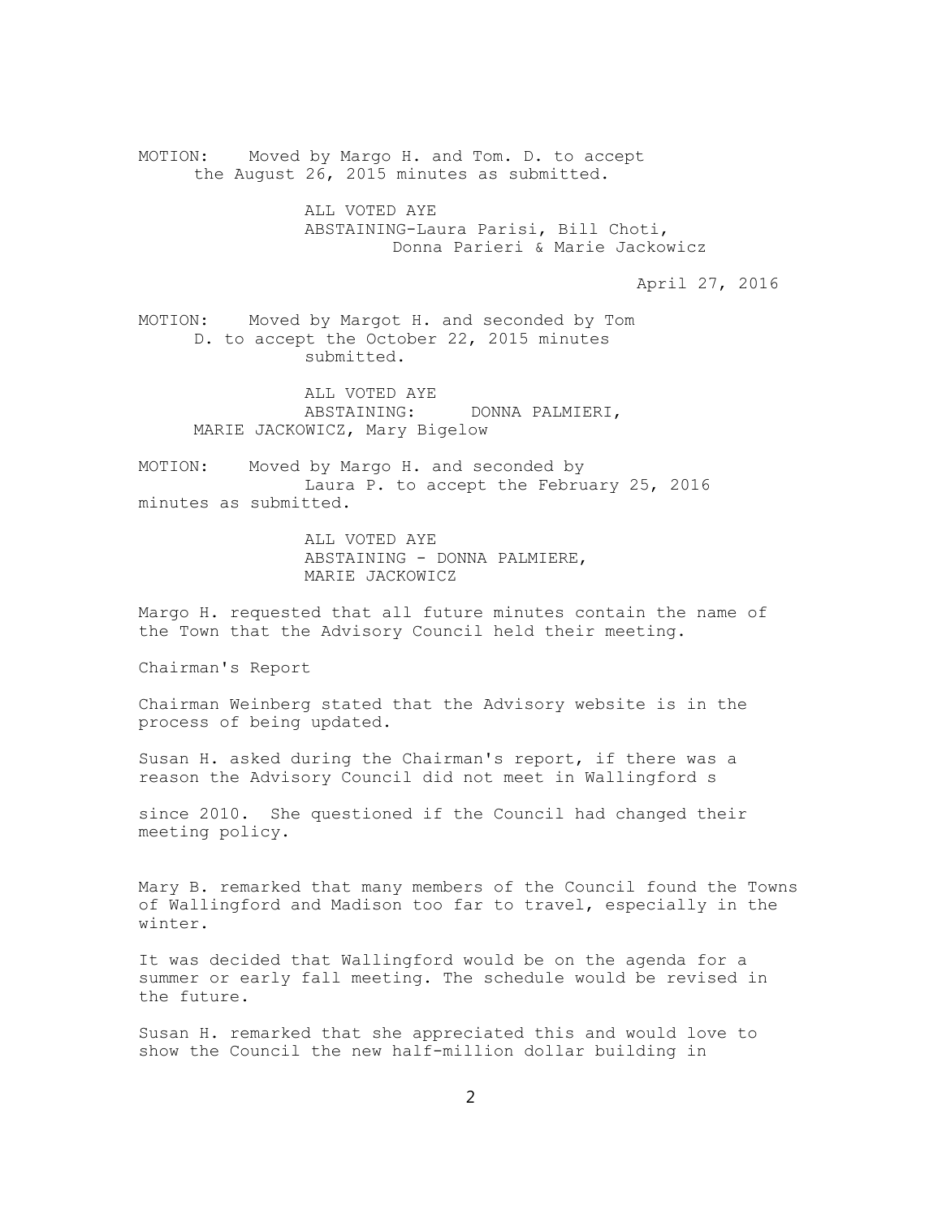MOTION: Moved by Margo H. and Tom. D. to accept the August 26, 2015 minutes as submitted.

ALL VOTED AYE
ABSTAINING-Laura Parisi, Bill Choti, Donna Parieri & Marie Jackowicz

April 27, 2016

MOTION: Moved by Margot H. and seconded by Tom D. to accept the October 22, 2015 minutes submitted.

ALL VOTED AYE
ABSTAINING: DONNA PALMIERI, MARIE JACKOWICZ, Mary Bigelow

MOTION: Moved by Margo H. and seconded by Laura P. to accept the February 25, 2016 minutes as submitted.

ALL VOTED AYE
ABSTAINING - DONNA PALMIERE, MARIE JACKOWICZ

Margo H. requested that all future minutes contain the name of the Town that the Advisory Council held their meeting.

Chairman's Report

Chairman Weinberg stated that the Advisory website is in the process of being updated.

Susan H. asked during the Chairman's report, if there was a reason the Advisory Council did not meet in Wallingford s

since 2010. She questioned if the Council had changed their meeting policy.

Mary B. remarked that many members of the Council found the Towns of Wallingford and Madison too far to travel, especially in the winter.

It was decided that Wallingford would be on the agenda for a summer or early fall meeting. The schedule would be revised in the future.

Susan H. remarked that she appreciated this and would love to show the Council the new half-million dollar building in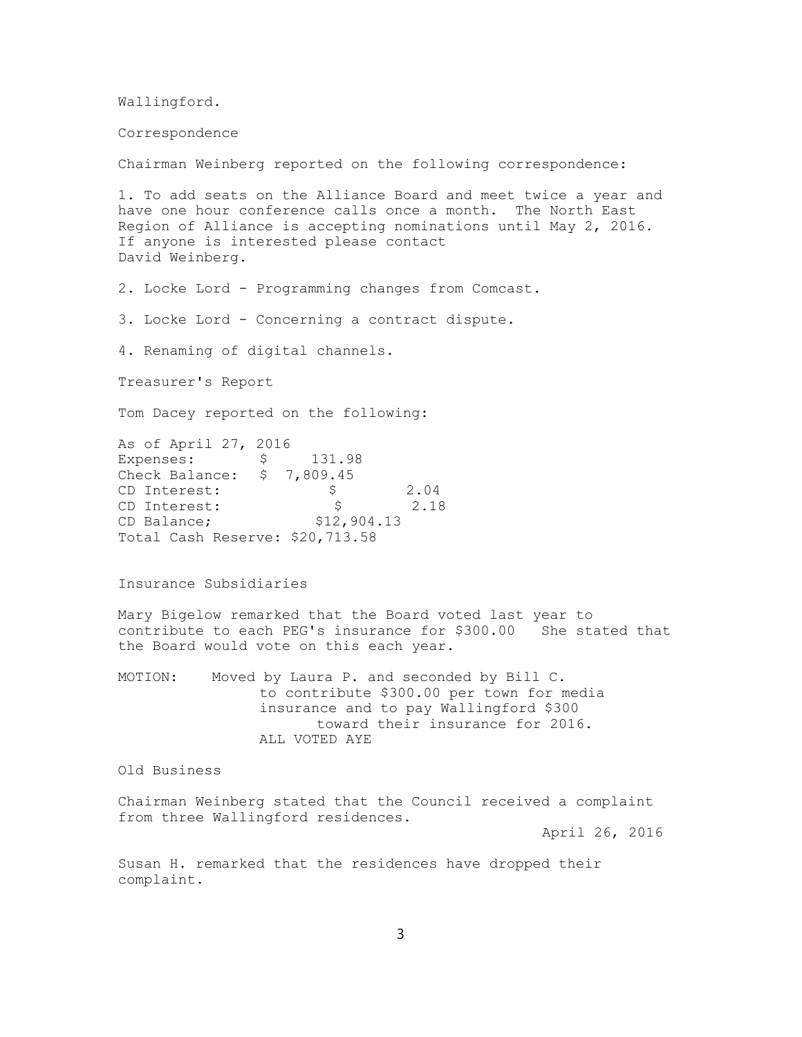Wallingford.

Correspondence

Chairman Weinberg reported on the following correspondence:

1. To add seats on the Alliance Board and meet twice a year and have one hour conference calls once a month. The North East Region of Alliance is accepting nominations until May 2, 2016. If anyone is interested please contact David Weinberg.

2. Locke Lord - Programming changes from Comcast.

3. Locke Lord - Concerning a contract dispute.

4. Renaming of digital channels.

Treasurer's Report

Tom Dacey reported on the following:

As of April 27, 2016
Expenses: $ 131.98
Check Balance: $ 7,809.45
CD Interest: $ 2.04
CD Interest: $ 2.18
CD Balance; $12,904.13
Total Cash Reserve: $20,713.58

Insurance Subsidiaries

Mary Bigelow remarked that the Board voted last year to contribute to each PEG's insurance for $300.00 She stated that the Board would vote on this each year.

MOTION: Moved by Laura P. and seconded by Bill C. to contribute $300.00 per town for media insurance and to pay Wallingford $300 toward their insurance for 2016.
ALL VOTED AYE

Old Business

Chairman Weinberg stated that the Council received a complaint from three Wallingford residences.

April 26, 2016

Susan H. remarked that the residences have dropped their complaint.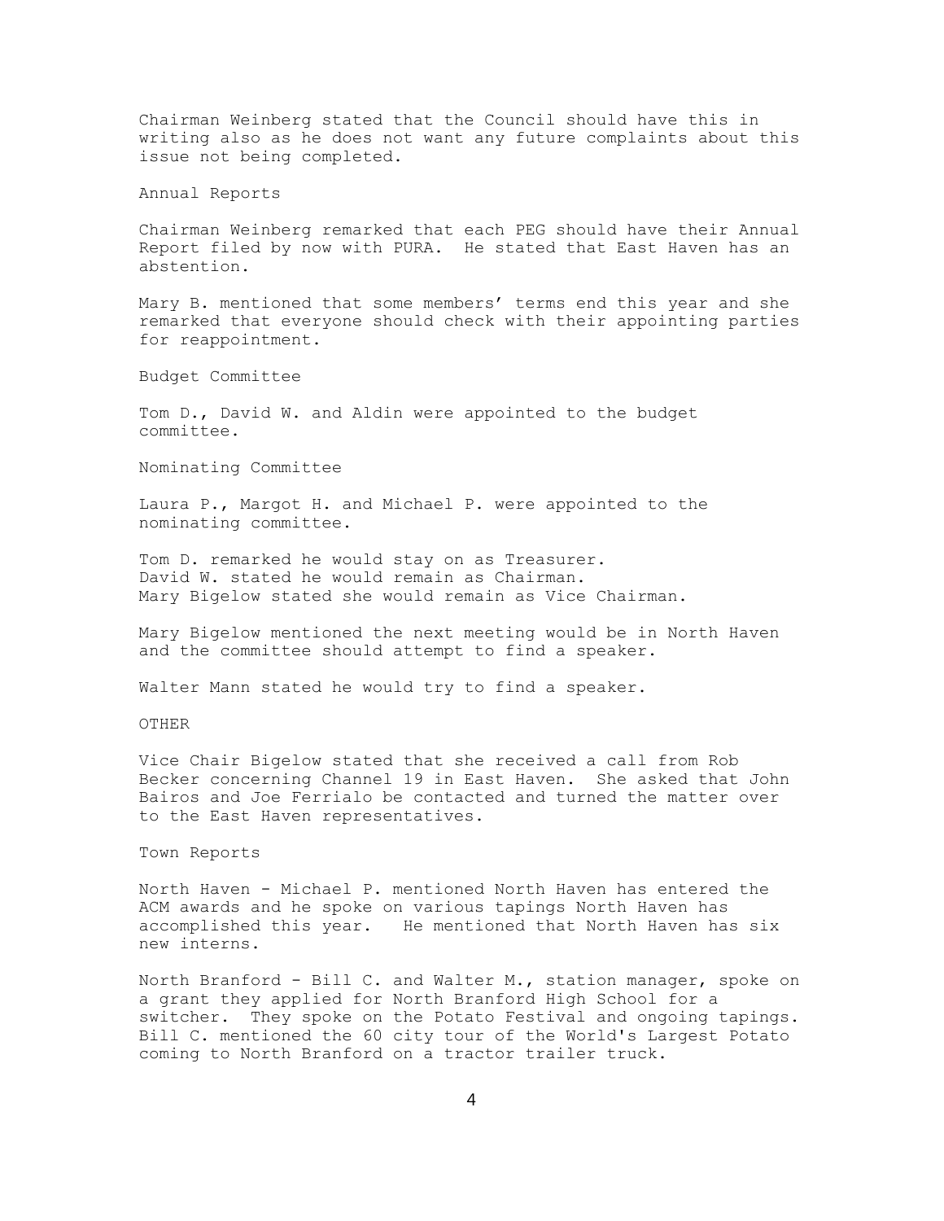Chairman Weinberg stated that the Council should have this in writing also as he does not want any future complaints about this issue not being completed.

Annual Reports

Chairman Weinberg remarked that each PEG should have their Annual Report filed by now with PURA. He stated that East Haven has an abstention.

Mary B. mentioned that some members' terms end this year and she remarked that everyone should check with their appointing parties for reappointment.

Budget Committee

Tom D., David W. and Aldin were appointed to the budget committee.

Nominating Committee

Laura P., Margot H. and Michael P. were appointed to the nominating committee.

Tom D. remarked he would stay on as Treasurer.
David W. stated he would remain as Chairman.
Mary Bigelow stated she would remain as Vice Chairman.

Mary Bigelow mentioned the next meeting would be in North Haven and the committee should attempt to find a speaker.

Walter Mann stated he would try to find a speaker.

OTHER

Vice Chair Bigelow stated that she received a call from Rob Becker concerning Channel 19 in East Haven. She asked that John Bairos and Joe Ferrialo be contacted and turned the matter over to the East Haven representatives.

Town Reports

North Haven - Michael P. mentioned North Haven has entered the ACM awards and he spoke on various tapings North Haven has accomplished this year. He mentioned that North Haven has six new interns.

North Branford - Bill C. and Walter M., station manager, spoke on a grant they applied for North Branford High School for a switcher. They spoke on the Potato Festival and ongoing tapings. Bill C. mentioned the 60 city tour of the World's Largest Potato coming to North Branford on a tractor trailer truck.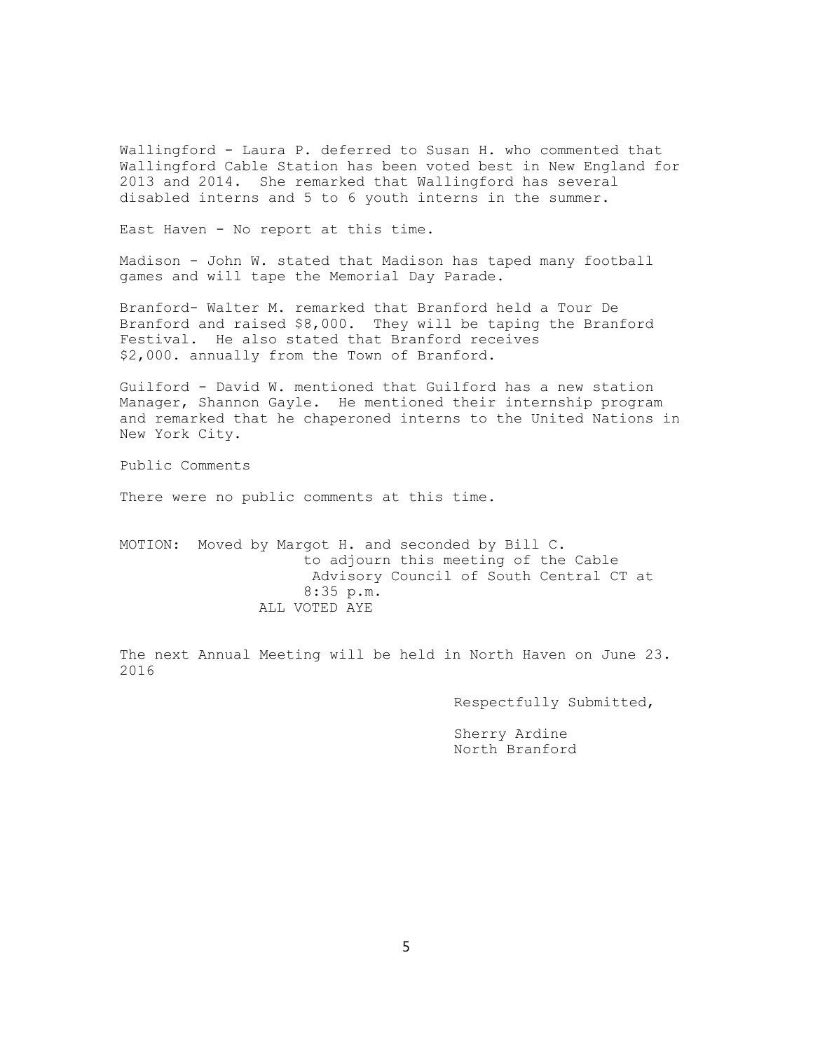Wallingford - Laura P. deferred to Susan H. who commented that Wallingford Cable Station has been voted best in New England for 2013 and 2014. She remarked that Wallingford has several disabled interns and 5 to 6 youth interns in the summer.

East Haven - No report at this time.

Madison - John W. stated that Madison has taped many football games and will tape the Memorial Day Parade.

Branford- Walter M. remarked that Branford held a Tour De Branford and raised $8,000. They will be taping the Branford Festival. He also stated that Branford receives $2,000. annually from the Town of Branford.

Guilford - David W. mentioned that Guilford has a new station Manager, Shannon Gayle. He mentioned their internship program and remarked that he chaperoned interns to the United Nations in New York City.

Public Comments

There were no public comments at this time.

MOTION: Moved by Margot H. and seconded by Bill C. to adjourn this meeting of the Cable Advisory Council of South Central CT at 8:35 p.m.
ALL VOTED AYE

The next Annual Meeting will be held in North Haven on June 23. 2016

Respectfully Submitted,

Sherry Ardine
North Branford